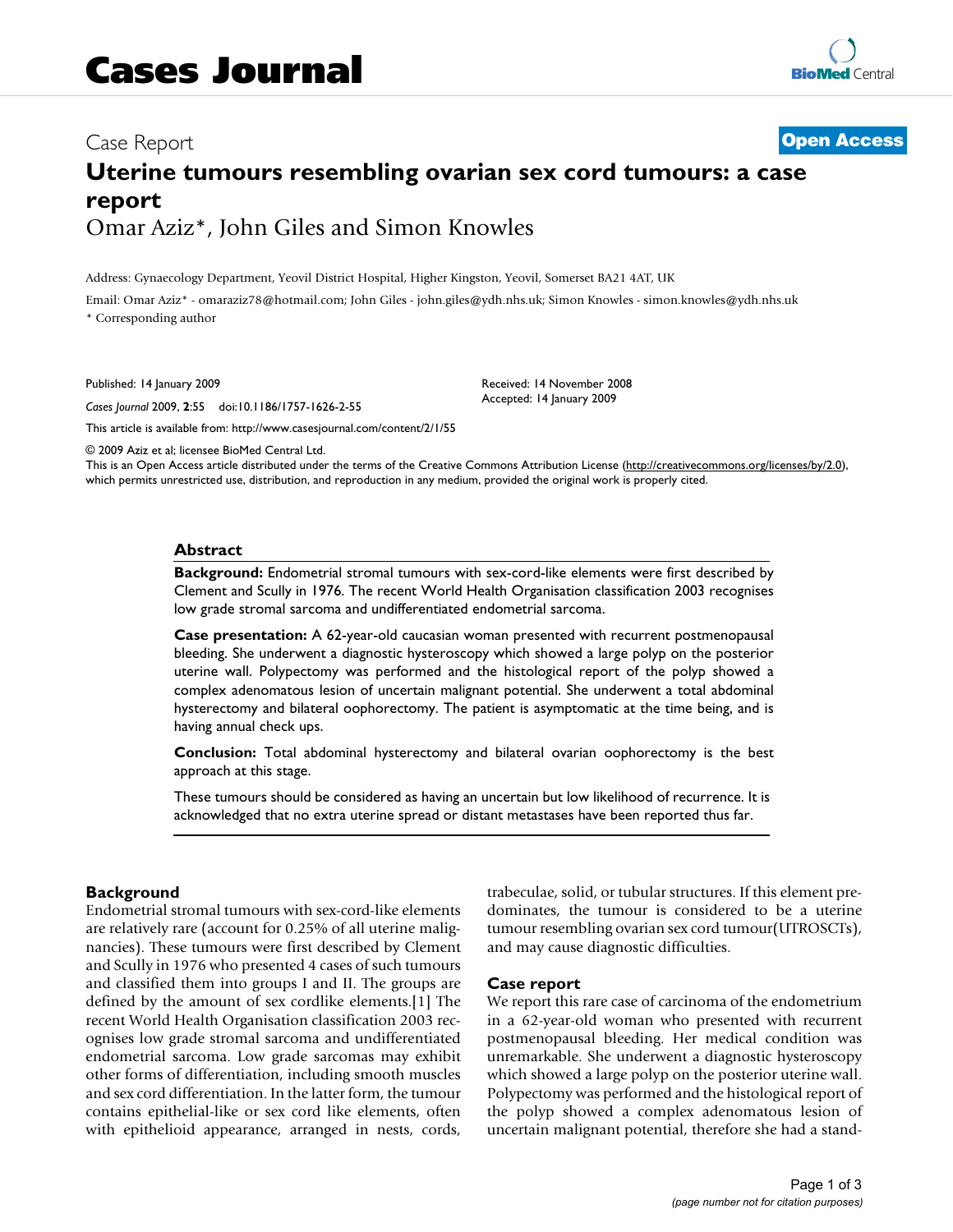# Cases Journal

Case Report **Open Access**

# Uterine tumours resembling ovarian sex cord tumours: a case report

Omar Aziz*, John Giles and Simon Knowles

Address: Gynaecology Department, Yeovil District Hospital, Higher Kingston, Yeovil, Somerset BA21 4AT, UK

Email: Omar Aziz* - omaraziz78@hotmail.com; John Giles - john.giles@ydh.nhs.uk; Simon Knowles - simon.knowles@ydh.nhs.uk

* Corresponding author

Published: 14 January 2009

*Cases Journal* 2009, **2**:55 doi:10.1186/1757-1626-2-55

Received: 14 November 2008

Accepted: 14 January 2009

This article is available from: http://www.casesjournal.com/content/2/1/55

© 2009 Aziz et al; licensee BioMed Central Ltd.

This is an Open Access article distributed under the terms of the Creative Commons Attribution License (http://creativecommons.org/licenses/by/2.0), which permits unrestricted use, distribution, and reproduction in any medium, provided the original work is properly cited.

## Abstract

**Background:** Endometrial stromal tumours with sex-cord-like elements were first described by Clement and Scully in 1976. The recent World Health Organisation classification 2003 recognises low grade stromal sarcoma and undifferentiated endometrial sarcoma.

**Case presentation:** A 62-year-old caucasian woman presented with recurrent postmenopausal bleeding. She underwent a diagnostic hysteroscopy which showed a large polyp on the posterior uterine wall. Polypectomy was performed and the histological report of the polyp showed a complex adenomatous lesion of uncertain malignant potential. She underwent a total abdominal hysterectomy and bilateral oophorectomy. The patient is asymptomatic at the time being, and is having annual check ups.

**Conclusion:** Total abdominal hysterectomy and bilateral ovarian oophorectomy is the best approach at this stage.

These tumours should be considered as having an uncertain but low likelihood of recurrence. It is acknowledged that no extra uterine spread or distant metastases have been reported thus far.

## Background

Endometrial stromal tumours with sex-cord-like elements are relatively rare (account for 0.25% of all uterine malignancies). These tumours were first described by Clement and Scully in 1976 who presented 4 cases of such tumours and classified them into groups I and II. The groups are defined by the amount of sex cordlike elements.[1] The recent World Health Organisation classification 2003 recognises low grade stromal sarcoma and undifferentiated endometrial sarcoma. Low grade sarcomas may exhibit other forms of differentiation, including smooth muscles and sex cord differentiation. In the latter form, the tumour contains epithelial-like or sex cord like elements, often with epithelioid appearance, arranged in nests, cords, trabeculae, solid, or tubular structures. If this element predominates, the tumour is considered to be a uterine tumour resembling ovarian sex cord tumour(UTROSCTs), and may cause diagnostic difficulties.

## Case report

We report this rare case of carcinoma of the endometrium in a 62-year-old woman who presented with recurrent postmenopausal bleeding. Her medical condition was unremarkable. She underwent a diagnostic hysteroscopy which showed a large polyp on the posterior uterine wall. Polypectomy was performed and the histological report of the polyp showed a complex adenomatous lesion of uncertain malignant potential, therefore she had a stand-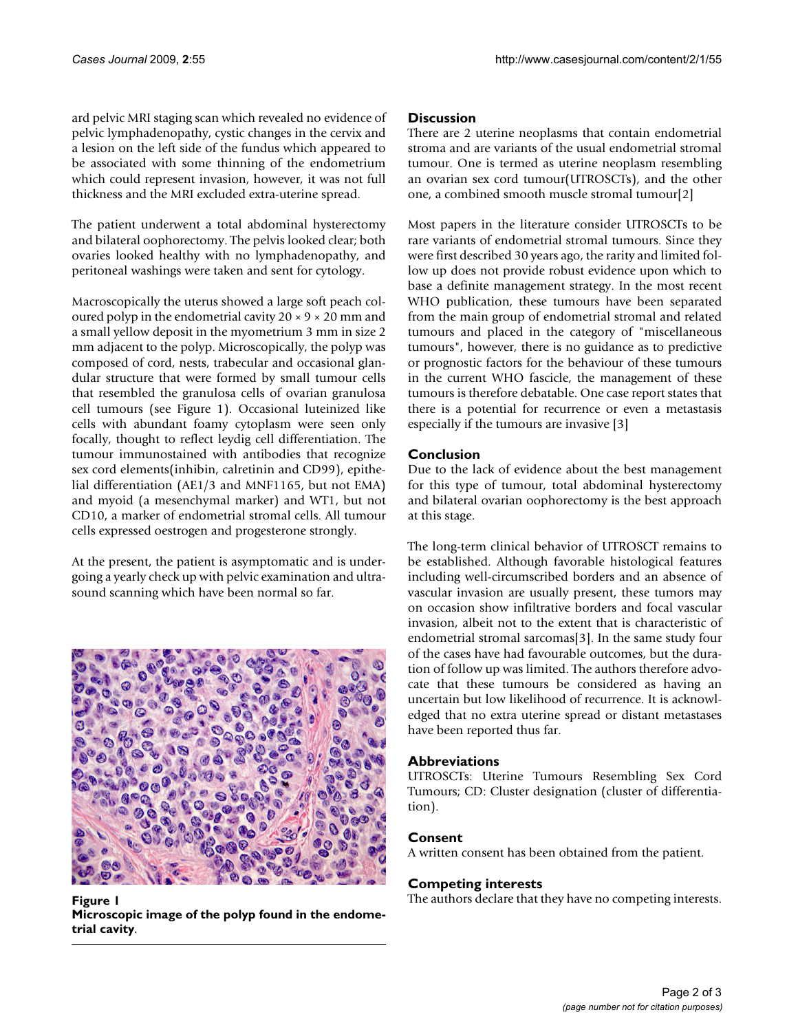ard pelvic MRI staging scan which revealed no evidence of pelvic lymphadenopathy, cystic changes in the cervix and a lesion on the left side of the fundus which appeared to be associated with some thinning of the endometrium which could represent invasion, however, it was not full thickness and the MRI excluded extra-uterine spread.

The patient underwent a total abdominal hysterectomy and bilateral oophorectomy. The pelvis looked clear; both ovaries looked healthy with no lymphadenopathy, and peritoneal washings were taken and sent for cytology.

Macroscopically the uterus showed a large soft peach coloured polyp in the endometrial cavity 20 × 9 × 20 mm and a small yellow deposit in the myometrium 3 mm in size 2 mm adjacent to the polyp. Microscopically, the polyp was composed of cord, nests, trabecular and occasional glandular structure that were formed by small tumour cells that resembled the granulosa cells of ovarian granulosa cell tumours (see Figure 1). Occasional luteinized like cells with abundant foamy cytoplasm were seen only focally, thought to reflect leydig cell differentiation. The tumour immunostained with antibodies that recognize sex cord elements(inhibin, calretinin and CD99), epithelial differentiation (AE1/3 and MNF1165, but not EMA) and myoid (a mesenchymal marker) and WT1, but not CD10, a marker of endometrial stromal cells. All tumour cells expressed oestrogen and progesterone strongly.

At the present, the patient is asymptomatic and is undergoing a yearly check up with pelvic examination and ultrasound scanning which have been normal so far.

**Figure 1**
**Microscopic image of the polyp found in the endometrial cavity**.

## Discussion

There are 2 uterine neoplasms that contain endometrial stroma and are variants of the usual endometrial stromal tumour. One is termed as uterine neoplasm resembling an ovarian sex cord tumour(UTROSCTs), and the other one, a combined smooth muscle stromal tumour[2]

Most papers in the literature consider UTROSCTs to be rare variants of endometrial stromal tumours. Since they were first described 30 years ago, the rarity and limited follow up does not provide robust evidence upon which to base a definite management strategy. In the most recent WHO publication, these tumours have been separated from the main group of endometrial stromal and related tumours and placed in the category of "miscellaneous tumours", however, there is no guidance as to predictive or prognostic factors for the behaviour of these tumours in the current WHO fascicle, the management of these tumours is therefore debatable. One case report states that there is a potential for recurrence or even a metastasis especially if the tumours are invasive [3]

## Conclusion

Due to the lack of evidence about the best management for this type of tumour, total abdominal hysterectomy and bilateral ovarian oophorectomy is the best approach at this stage.

The long-term clinical behavior of UTROSCT remains to be established. Although favorable histological features including well-circumscribed borders and an absence of vascular invasion are usually present, these tumors may on occasion show infiltrative borders and focal vascular invasion, albeit not to the extent that is characteristic of endometrial stromal sarcomas[3]. In the same study four of the cases have had favourable outcomes, but the duration of follow up was limited. The authors therefore advocate that these tumours be considered as having an uncertain but low likelihood of recurrence. It is acknowledged that no extra uterine spread or distant metastases have been reported thus far.

## Abbreviations

UTROSCTs: Uterine Tumours Resembling Sex Cord Tumours; CD: Cluster designation (cluster of differentiation).

## Consent

A written consent has been obtained from the patient.

## Competing interests

The authors declare that they have no competing interests.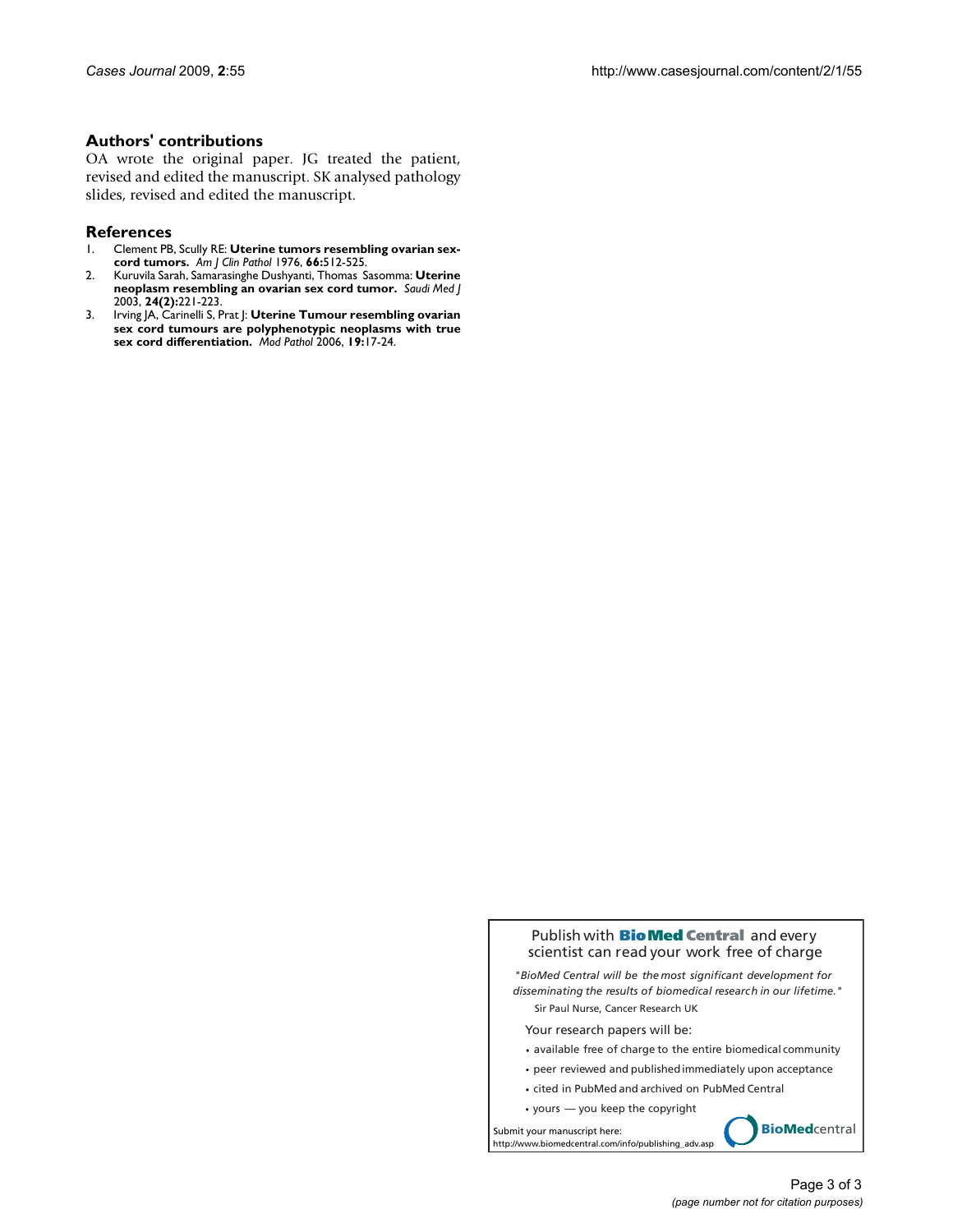## Authors' contributions

OA wrote the original paper. JG treated the patient, revised and edited the manuscript. SK analysed pathology slides, revised and edited the manuscript.

## References

1. Clement PB, Scully RE: **Uterine tumors resembling ovarian sex-cord tumors.** *Am J Clin Pathol* 1976, **66:**512-525.
2. Kuruvila Sarah, Samarasinghe Dushyanti, Thomas Sasomma: **Uterine neoplasm resembling an ovarian sex cord tumor.** *Saudi Med J* 2003, **24(2):**221-223.
3. Irving JA, Carinelli S, Prat J: **Uterine Tumour resembling ovarian sex cord tumours are polyphenotypic neoplasms with true sex cord differentiation.** *Mod Pathol* 2006, **19:**17-24.

Publish with **BioMed Central** and every scientist can read your work free of charge

*"BioMed Central will be the most significant development for disseminating the results of biomedical research in our lifetime."*

Sir Paul Nurse, Cancer Research UK

Your research papers will be:

- available free of charge to the entire biomedical community
- peer reviewed and published immediately upon acceptance
- cited in PubMed and archived on PubMed Central
- yours — you keep the copyright

Submit your manuscript here:
http://www.biomedcentral.com/info/publishing_adv.asp

BioMedcentral